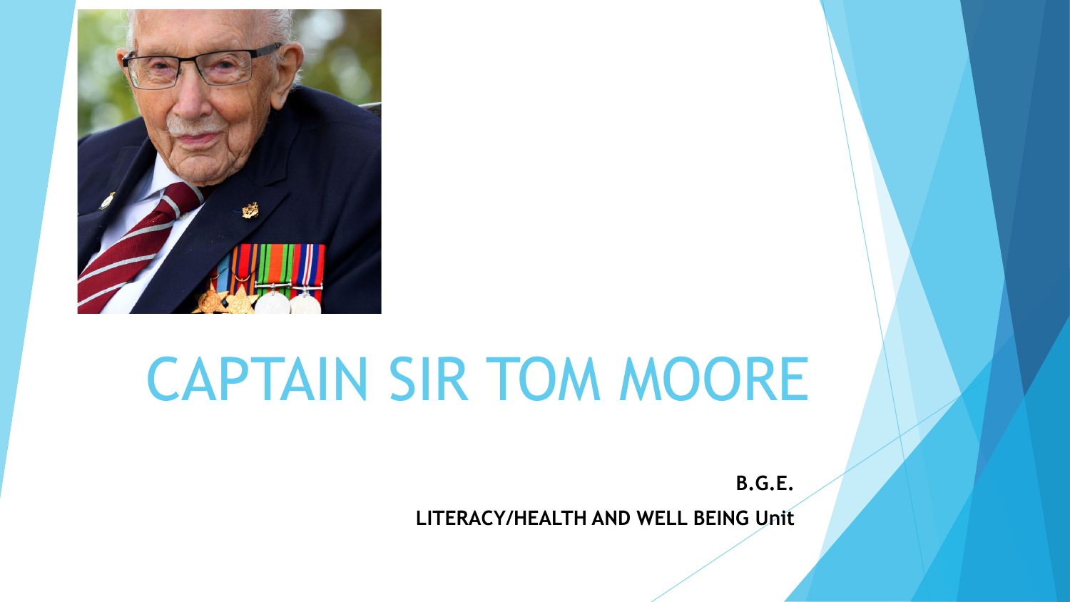# CAPTAIN SIR TOM MOORE

**B.G.E.**

**LITERACY/HEALTH AND WELL BEING Unit**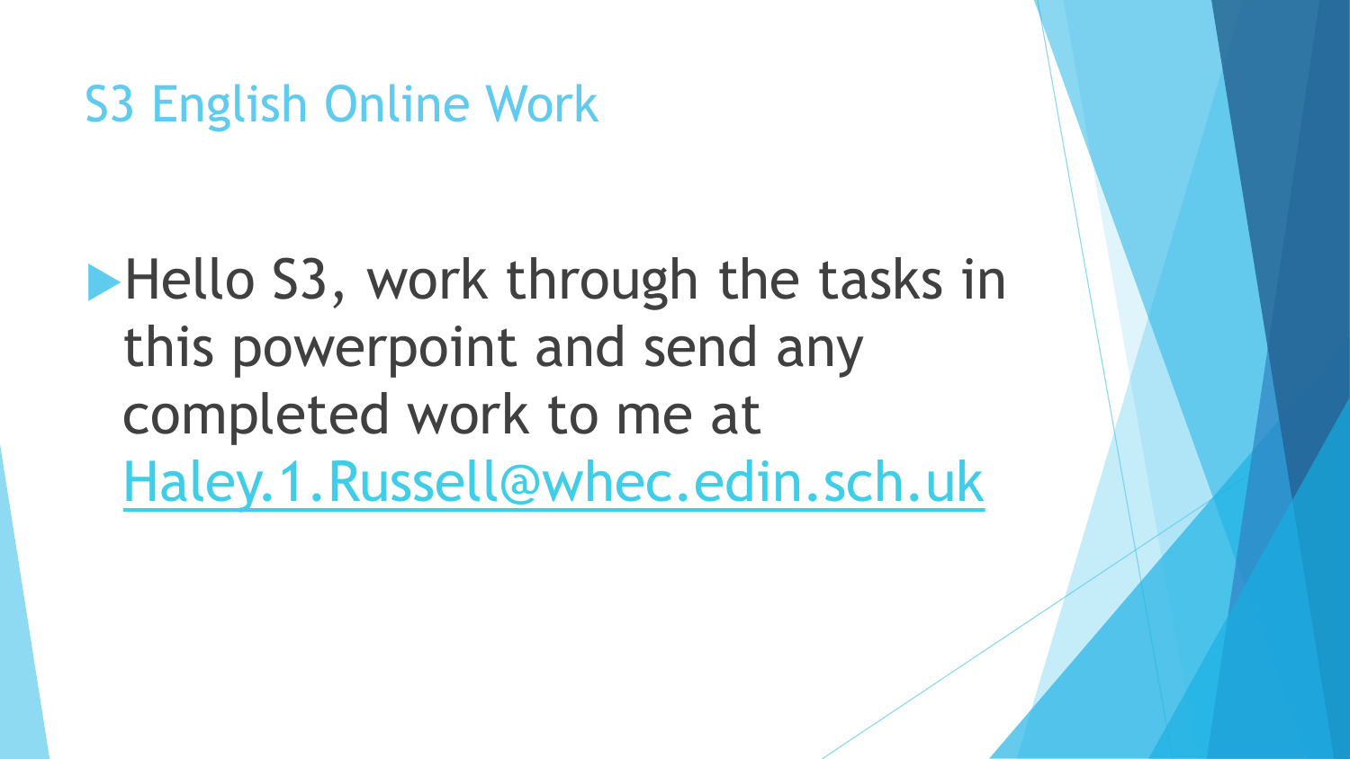# S3 English Online Work

- Hello S3, work through the tasks in this powerpoint and send any completed work to me at Haley.1.Russell@whec.edin.sch.uk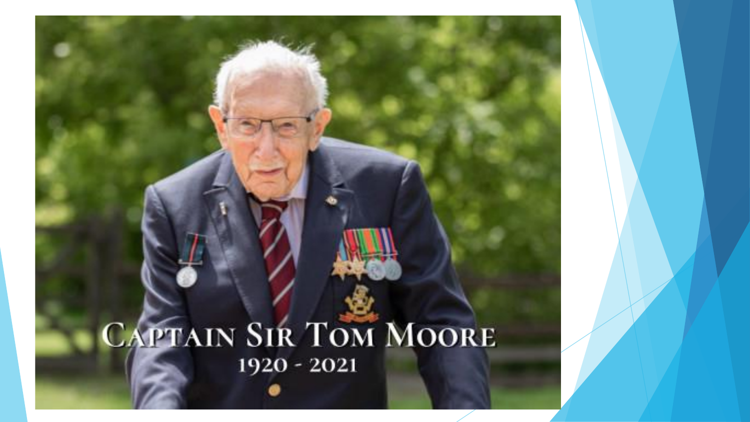Captain Sir Tom Moore

1920 - 2021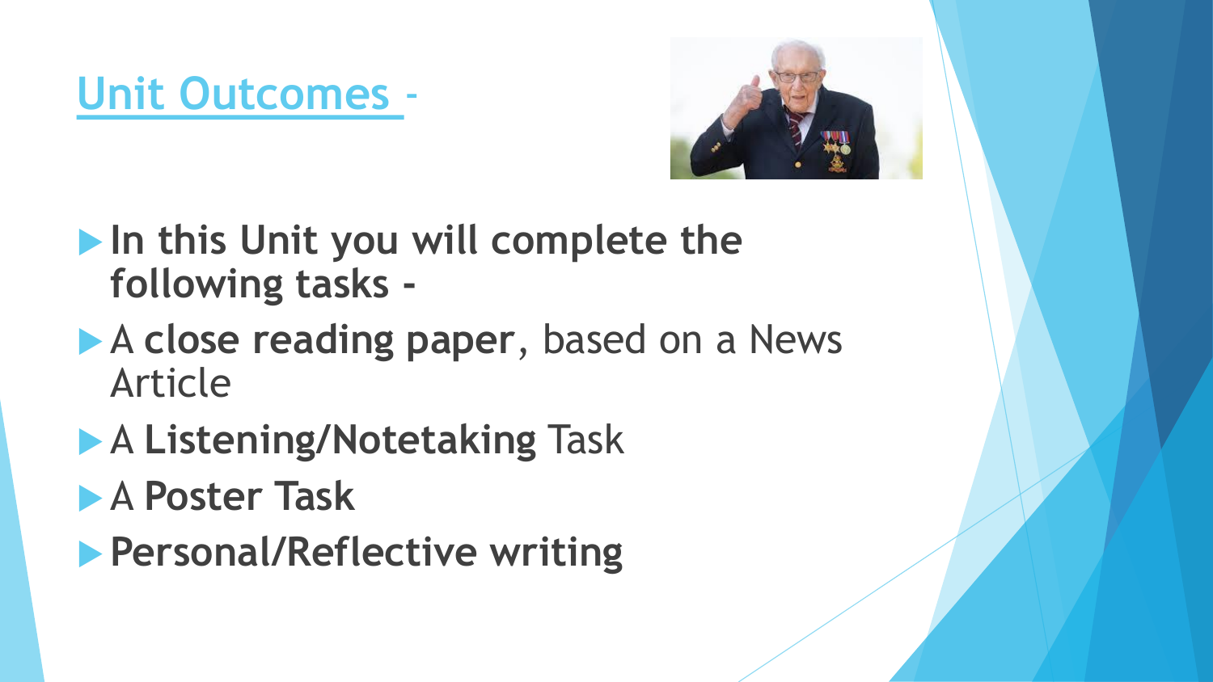## Unit Outcomes -

- **In this Unit you will complete the following tasks -**
- A **close reading paper**, based on a News Article
- A **Listening/Notetaking** Task
- A **Poster Task**
- **Personal/Reflective writing**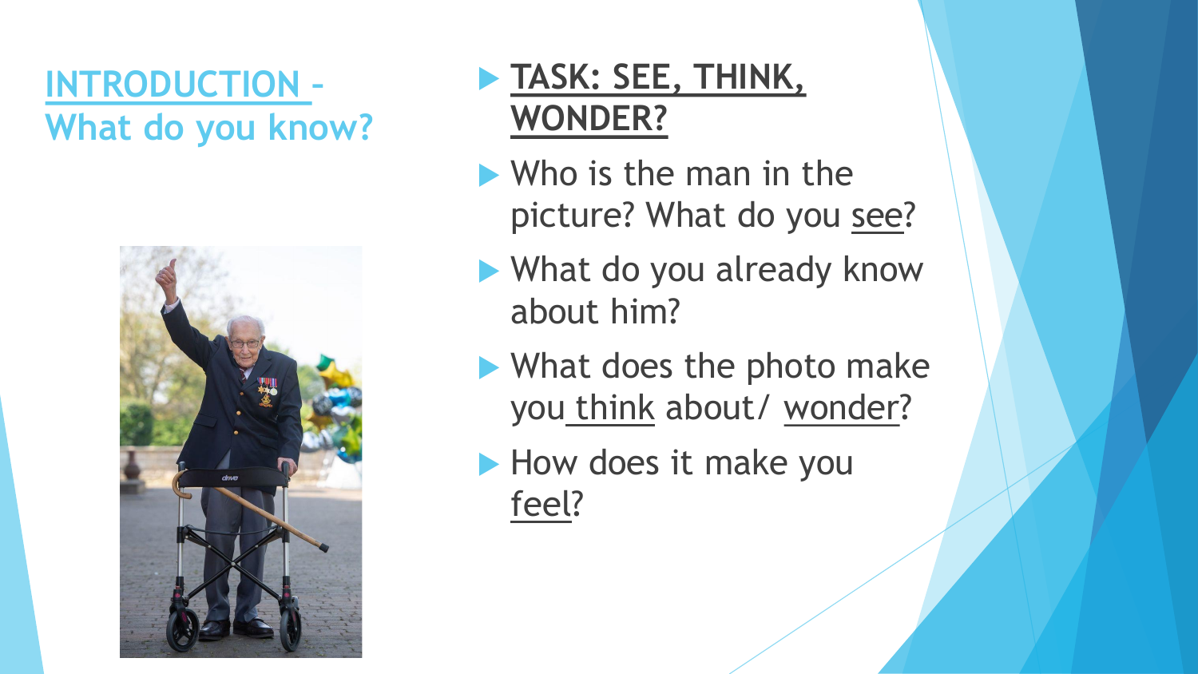## INTRODUCTION – What do you know?

- **TASK: SEE, THINK, WONDER?**
- Who is the man in the picture? What do you see?
- What do you already know about him?
- What does the photo make you think about/ wonder?
- How does it make you feel?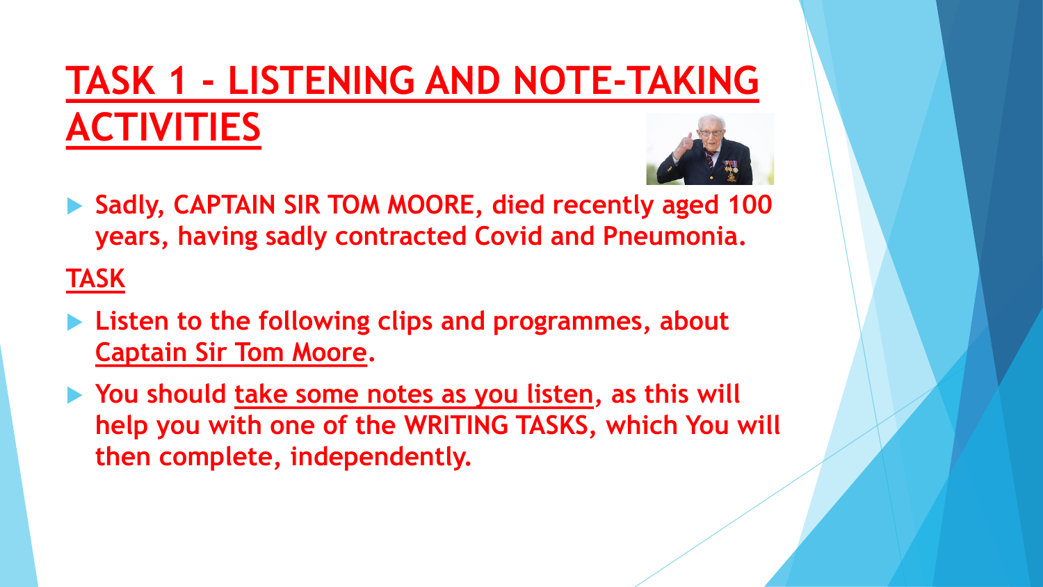# TASK 1 - LISTENING AND NOTE-TAKING ACTIVITIES

- **Sadly, CAPTAIN SIR TOM MOORE, died recently aged 100 years, having sadly contracted Covid and Pneumonia.**

## TASK

- **Listen to the following clips and programmes, about Captain Sir Tom Moore.**
- **You should take some notes as you listen, as this will help you with one of the WRITING TASKS, which You will then complete, independently.**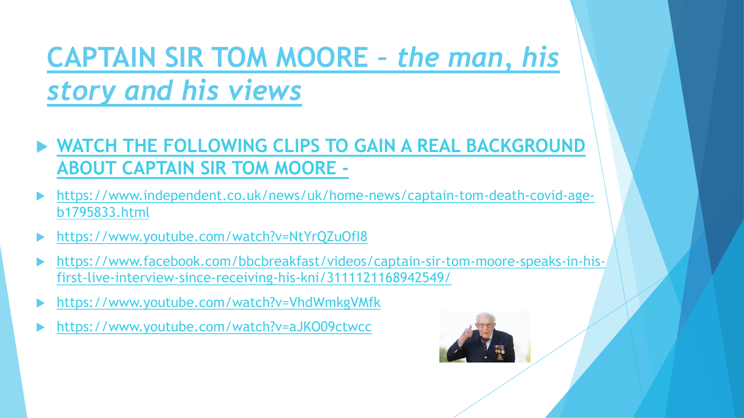# CAPTAIN SIR TOM MOORE – *the man, his story and his views*

- **WATCH THE FOLLOWING CLIPS TO GAIN A REAL BACKGROUND ABOUT CAPTAIN SIR TOM MOORE -**
- https://www.independent.co.uk/news/uk/home-news/captain-tom-death-covid-age-b1795833.html
- https://www.youtube.com/watch?v=NtYrQZuOfI8
- https://www.facebook.com/bbcbreakfast/videos/captain-sir-tom-moore-speaks-in-his-first-live-interview-since-receiving-his-kni/3111121168942549/
- https://www.youtube.com/watch?v=VhdWmkgVMfk
- https://www.youtube.com/watch?v=aJKO09ctwcc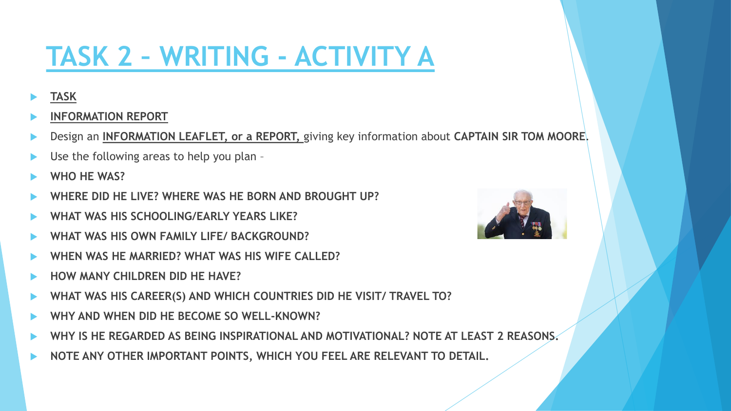# TASK 2 – WRITING - ACTIVITY A

- **TASK**
- **INFORMATION REPORT**
- Design an **INFORMATION LEAFLET, or a REPORT,** giving key information about **CAPTAIN SIR TOM MOORE**.
- Use the following areas to help you plan –
- **WHO HE WAS?**
- **WHERE DID HE LIVE? WHERE WAS HE BORN AND BROUGHT UP?**
- **WHAT WAS HIS SCHOOLING/EARLY YEARS LIKE?**
- **WHAT WAS HIS OWN FAMILY LIFE/ BACKGROUND?**
- **WHEN WAS HE MARRIED? WHAT WAS HIS WIFE CALLED?**
- **HOW MANY CHILDREN DID HE HAVE?**
- **WHAT WAS HIS CAREER(S) AND WHICH COUNTRIES DID HE VISIT/ TRAVEL TO?**
- **WHY AND WHEN DID HE BECOME SO WELL-KNOWN?**
- **WHY IS HE REGARDED AS BEING INSPIRATIONAL AND MOTIVATIONAL? NOTE AT LEAST 2 REASONS.**
- **NOTE ANY OTHER IMPORTANT POINTS, WHICH YOU FEEL ARE RELEVANT TO DETAIL.**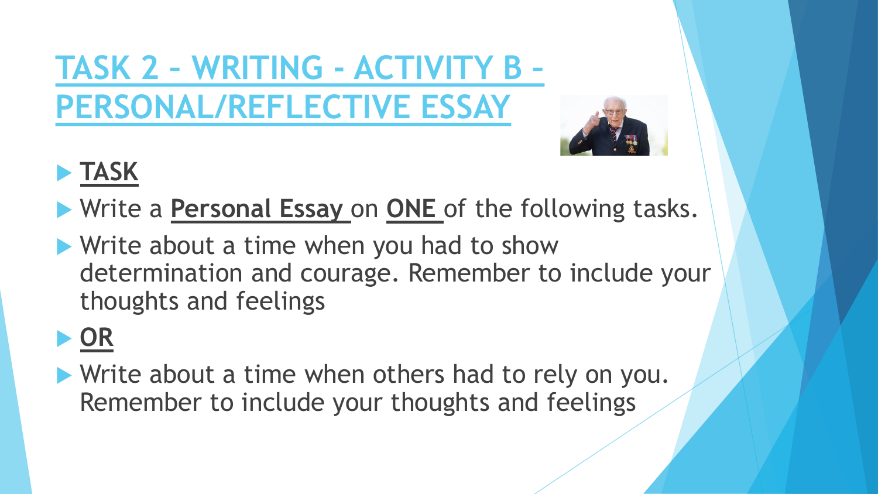# TASK 2 – WRITING - ACTIVITY B – PERSONAL/REFLECTIVE ESSAY

- **TASK**
- Write a **Personal Essay** on **ONE** of the following tasks.
- Write about a time when you had to show determination and courage. Remember to include your thoughts and feelings
- **OR**
- Write about a time when others had to rely on you. Remember to include your thoughts and feelings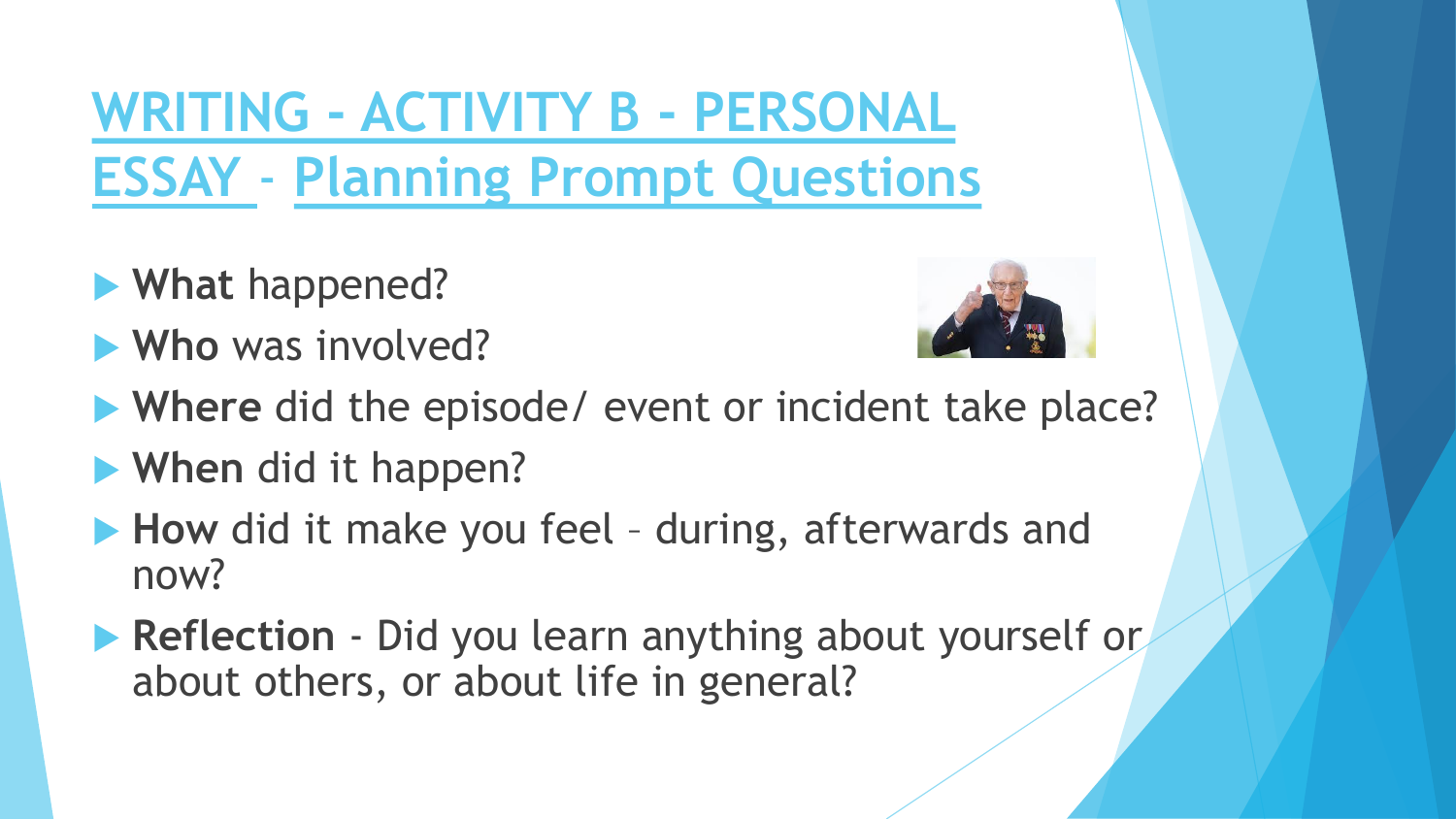# WRITING - ACTIVITY B - PERSONAL ESSAY - Planning Prompt Questions

- **What** happened?
- **Who** was involved?
- **Where** did the episode/ event or incident take place?
- **When** did it happen?
- **How** did it make you feel – during, afterwards and now?
- **Reflection** - Did you learn anything about yourself or about others, or about life in general?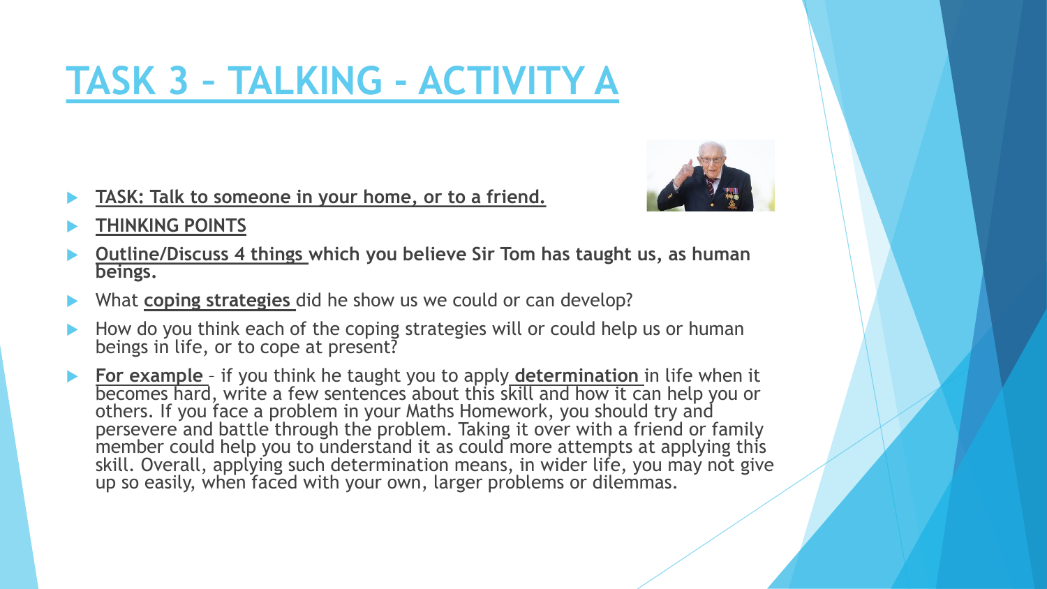# TASK 3 – TALKING - ACTIVITY A

- **TASK: Talk to someone in your home, or to a friend.**
- **THINKING POINTS**
- **Outline/Discuss 4 things which you believe Sir Tom has taught us, as human beings.**
- What **coping strategies** did he show us we could or can develop?
- How do you think each of the coping strategies will or could help us or human beings in life, or to cope at present?
- **For example** – if you think he taught you to apply **determination** in life when it becomes hard, write a few sentences about this skill and how it can help you or others. If you face a problem in your Maths Homework, you should try and persevere and battle through the problem. Taking it over with a friend or family member could help you to understand it as could more attempts at applying this skill. Overall, applying such determination means, in wider life, you may not give up so easily, when faced with your own, larger problems or dilemmas.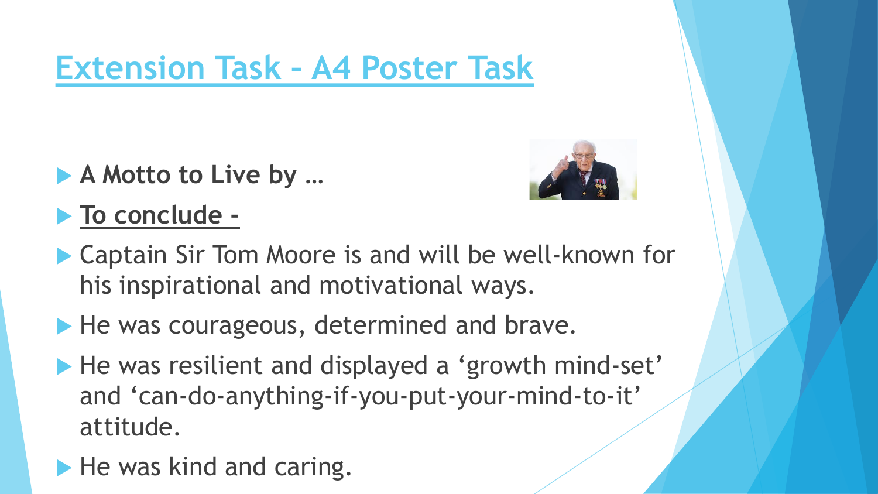# Extension Task – A4 Poster Task

- **A Motto to Live by …**
- **To conclude -**
- Captain Sir Tom Moore is and will be well-known for his inspirational and motivational ways.
- He was courageous, determined and brave.
- He was resilient and displayed a 'growth mind-set' and 'can-do-anything-if-you-put-your-mind-to-it' attitude.
- He was kind and caring.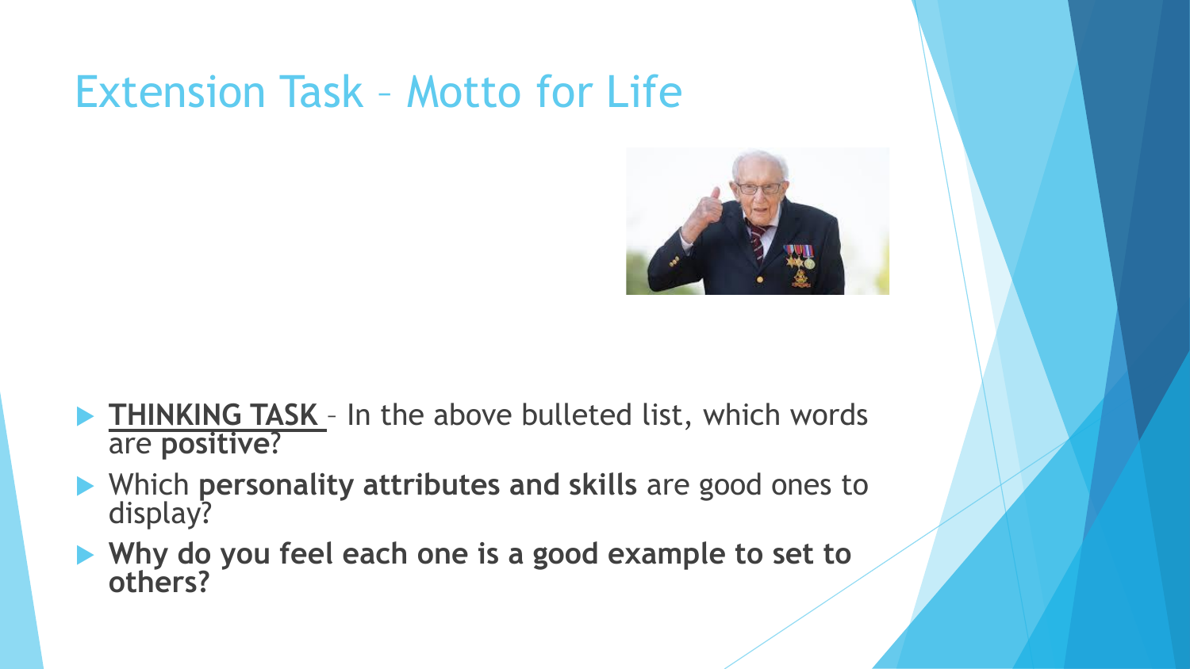# Extension Task – Motto for Life

- **THINKING TASK** – In the above bulleted list, which words are **positive**?
- Which **personality attributes and skills** are good ones to display?
- **Why do you feel each one is a good example to set to others?**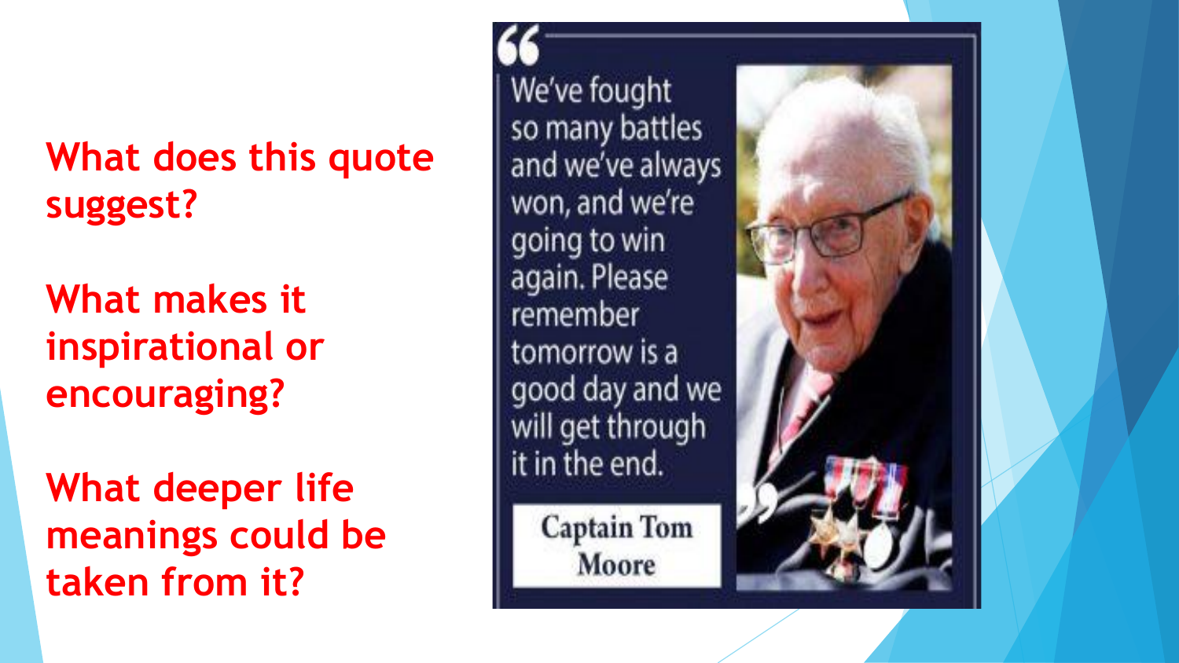**What does this quote suggest?**

**What makes it inspirational or encouraging?**

**What deeper life meanings could be taken from it?**

"We've fought so many battles and we've always won, and we're going to win again. Please remember tomorrow is a good day and we will get through it in the end."

Captain Tom Moore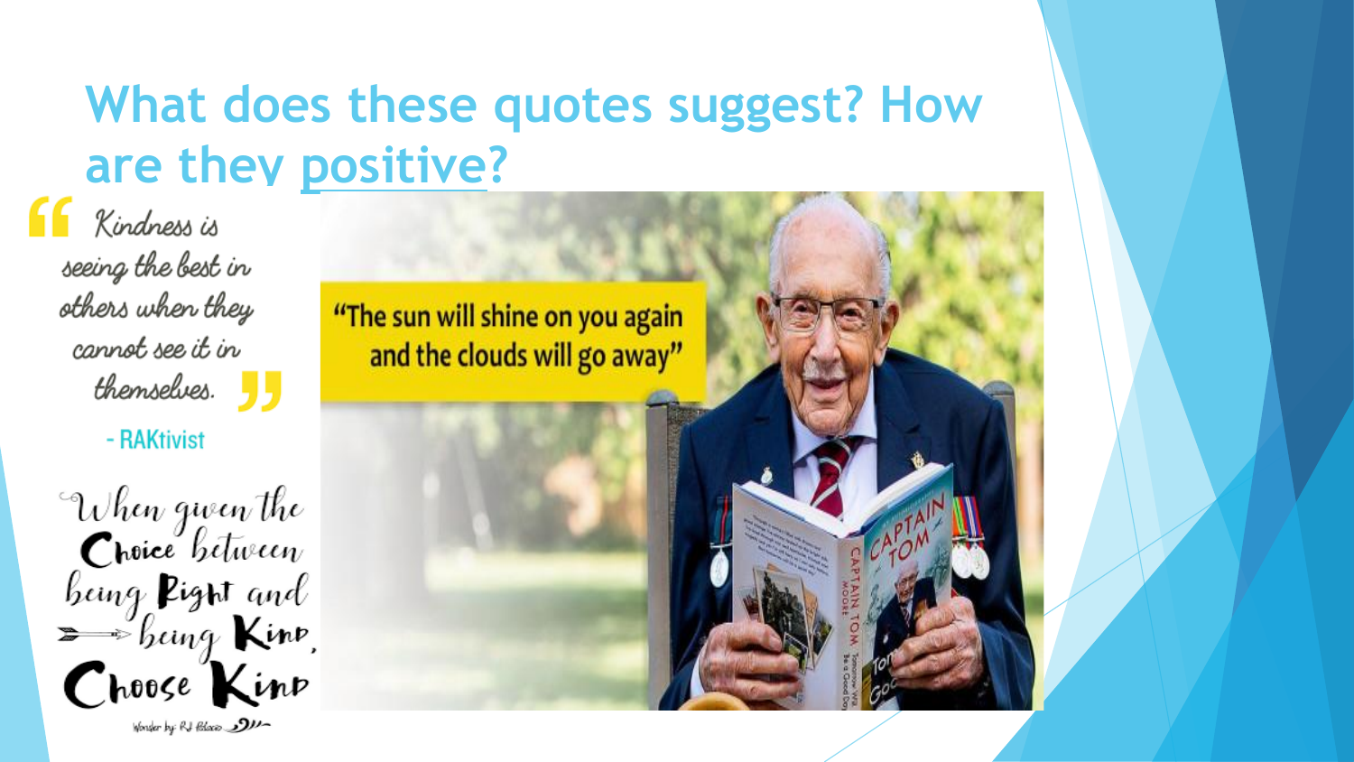# What does these quotes suggest? How are they positive?

> Kindness is seeing the best in others when they cannot see it in themselves.
>
> - RAKtivist

"The sun will shine on you again and the clouds will go away"

When given the Choice between being Right and being Kind, Choose Kind

Wonder by: RJ Palacio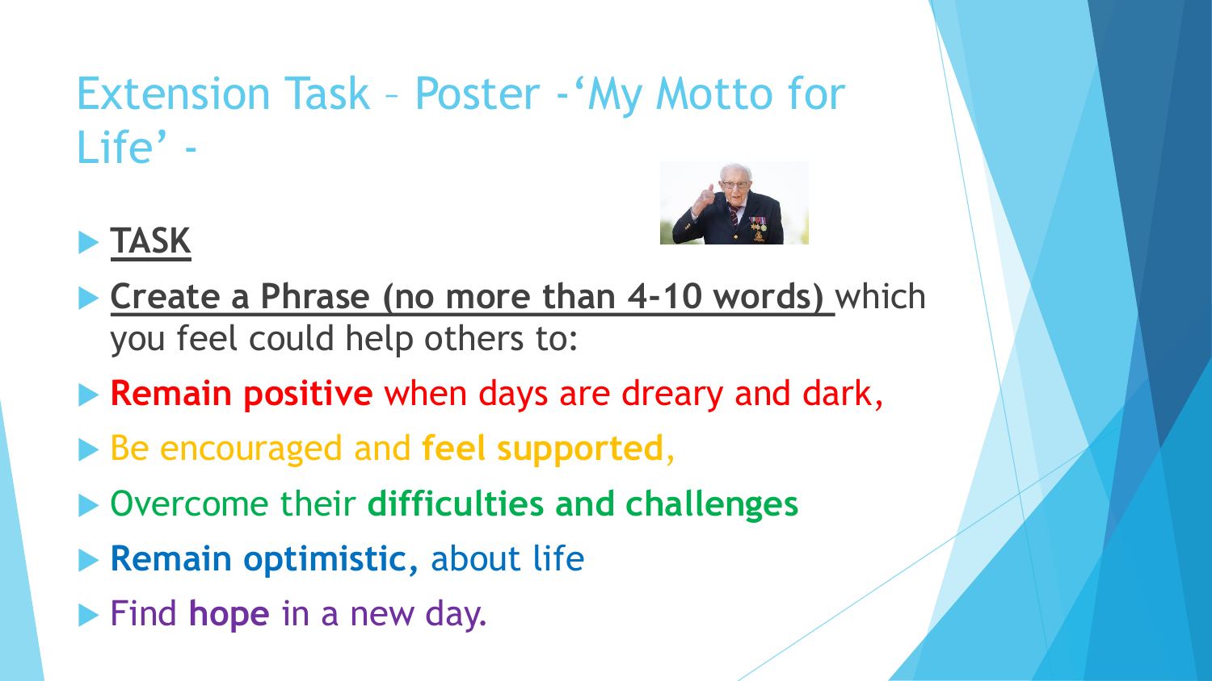# Extension Task – Poster -'My Motto for Life' -

- **TASK**
- **Create a Phrase (no more than 4-10 words)** which you feel could help others to:
- **Remain positive** when days are dreary and dark,
- Be encouraged and **feel supported**,
- Overcome their **difficulties and challenges**
- **Remain optimistic**, about life
- Find **hope** in a new day.